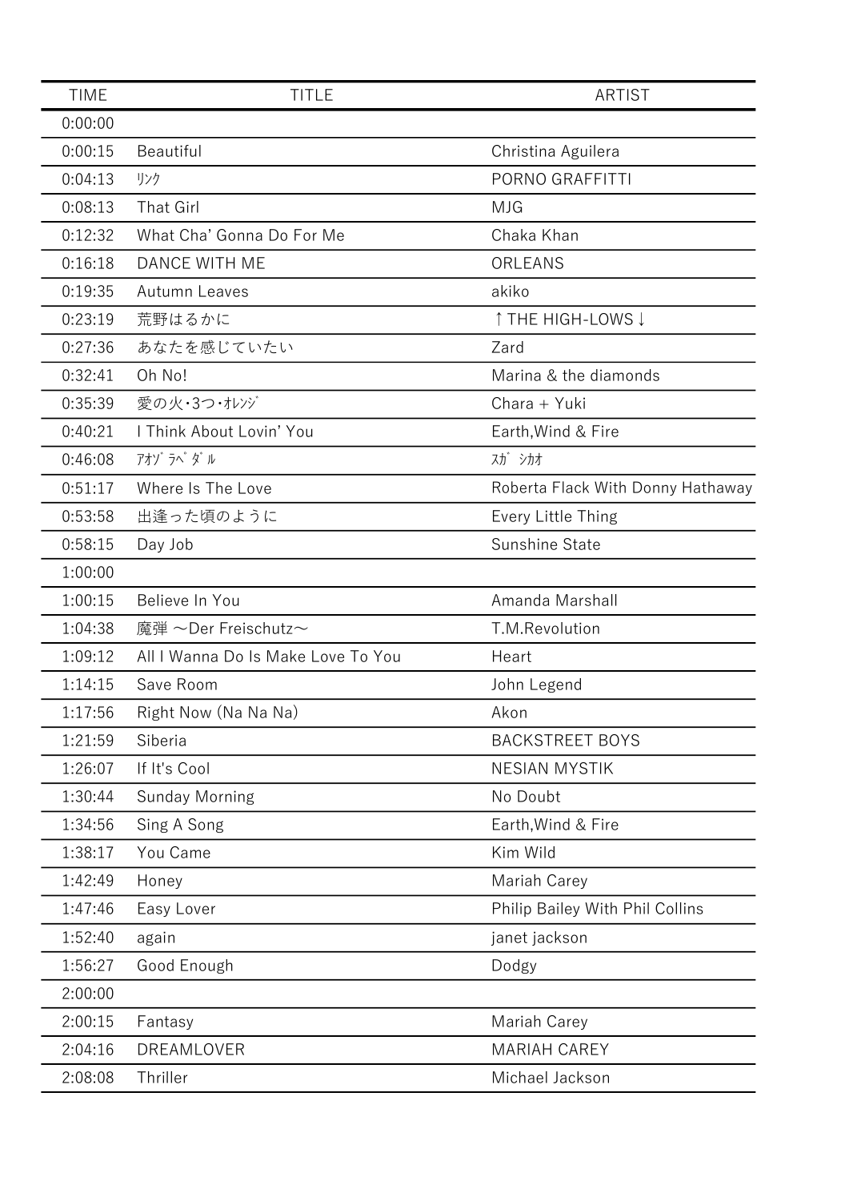| TIME | TITLE | ARTIST |
| --- | --- | --- |
| 0:00:00 | | |
| 0:00:15 | Beautiful | Christina Aguilera |
| 0:04:13 | ﾘﾝｸ | PORNO GRAFFITTI |
| 0:08:13 | That Girl | MJG |
| 0:12:32 | What Cha' Gonna Do For Me | Chaka Khan |
| 0:16:18 | DANCE WITH ME | ORLEANS |
| 0:19:35 | Autumn Leaves | akiko |
| 0:23:19 | 荒野はるかに | ↑THE HIGH-LOWS↓ |
| 0:27:36 | あなたを感じていたい | Zard |
| 0:32:41 | Oh No! | Marina & the diamonds |
| 0:35:39 | 愛の火･3つ･ｵﾚﾝｼﾞ | Chara + Yuki |
| 0:40:21 | I Think About Lovin' You | Earth,Wind & Fire |
| 0:46:08 | ｱｵｿﾞﾗﾍﾟﾀﾞﾙ | ｽｶﾞｼｶｵ |
| 0:51:17 | Where Is The Love | Roberta Flack With Donny Hathaway |
| 0:53:58 | 出逢った頃のように | Every Little Thing |
| 0:58:15 | Day Job | Sunshine State |
| 1:00:00 | | |
| 1:00:15 | Believe In You | Amanda Marshall |
| 1:04:38 | 魔弾 ～Der Freischutz～ | T.M.Revolution |
| 1:09:12 | All I Wanna Do Is Make Love To You | Heart |
| 1:14:15 | Save Room | John Legend |
| 1:17:56 | Right Now (Na Na Na) | Akon |
| 1:21:59 | Siberia | BACKSTREET BOYS |
| 1:26:07 | If It's Cool | NESIAN MYSTIK |
| 1:30:44 | Sunday Morning | No Doubt |
| 1:34:56 | Sing A Song | Earth,Wind & Fire |
| 1:38:17 | You Came | Kim Wild |
| 1:42:49 | Honey | Mariah Carey |
| 1:47:46 | Easy Lover | Philip Bailey With Phil Collins |
| 1:52:40 | again | janet jackson |
| 1:56:27 | Good Enough | Dodgy |
| 2:00:00 | | |
| 2:00:15 | Fantasy | Mariah Carey |
| 2:04:16 | DREAMLOVER | MARIAH CAREY |
| 2:08:08 | Thriller | Michael Jackson |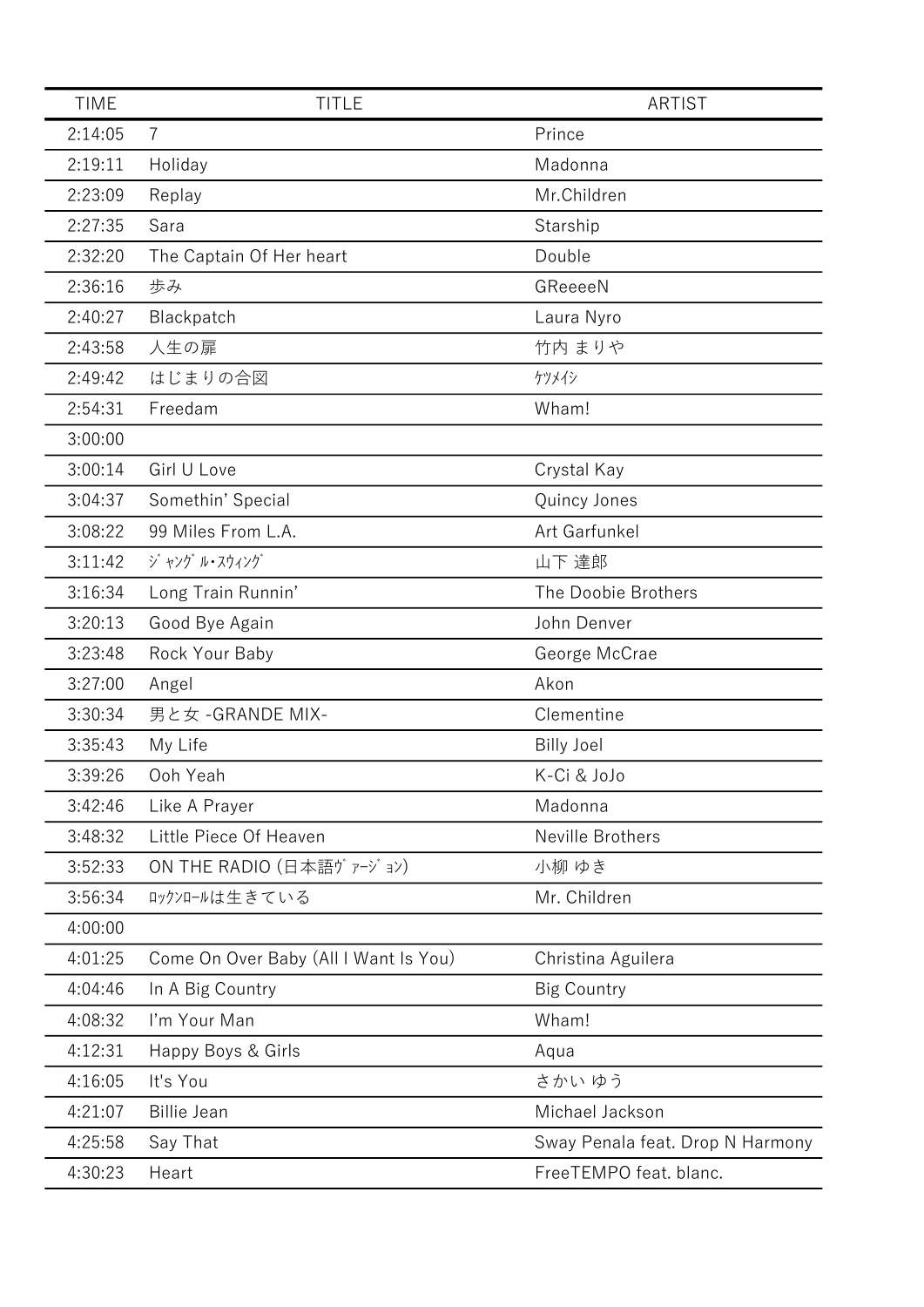| TIME | TITLE | ARTIST |
|---|---|---|
| 2:14:05 | 7 | Prince |
| 2:19:11 | Holiday | Madonna |
| 2:23:09 | Replay | Mr.Children |
| 2:27:35 | Sara | Starship |
| 2:32:20 | The Captain Of Her heart | Double |
| 2:36:16 | 歩み | GReeeeN |
| 2:40:27 | Blackpatch | Laura Nyro |
| 2:43:58 | 人生の扉 | 竹内 まりや |
| 2:49:42 | はじまりの合図 | ｹﾂﾒｲｼ |
| 2:54:31 | Freedam | Wham! |
| 3:00:00 | | |
| 3:00:14 | Girl U Love | Crystal Kay |
| 3:04:37 | Somethin' Special | Quincy Jones |
| 3:08:22 | 99 Miles From L.A. | Art Garfunkel |
| 3:11:42 | ｼﾞｬﾝｸﾞﾙ･ｽｳｨﾝｸﾞ | 山下 達郎 |
| 3:16:34 | Long Train Runnin' | The Doobie Brothers |
| 3:20:13 | Good Bye Again | John Denver |
| 3:23:48 | Rock Your Baby | George McCrae |
| 3:27:00 | Angel | Akon |
| 3:30:34 | 男と女 -GRANDE MIX- | Clementine |
| 3:35:43 | My Life | Billy Joel |
| 3:39:26 | Ooh Yeah | K-Ci & JoJo |
| 3:42:46 | Like A Prayer | Madonna |
| 3:48:32 | Little Piece Of Heaven | Neville Brothers |
| 3:52:33 | ON THE RADIO (日本語ｳﾞｧｰｼﾞｮﾝ) | 小柳 ゆき |
| 3:56:34 | ﾛｯｸﾝﾛｰﾙは生きている | Mr. Children |
| 4:00:00 | | |
| 4:01:25 | Come On Over Baby (All I Want Is You) | Christina Aguilera |
| 4:04:46 | In A Big Country | Big Country |
| 4:08:32 | I'm Your Man | Wham! |
| 4:12:31 | Happy Boys & Girls | Aqua |
| 4:16:05 | It's You | さかい ゆう |
| 4:21:07 | Billie Jean | Michael Jackson |
| 4:25:58 | Say That | Sway Penala feat. Drop N Harmony |
| 4:30:23 | Heart | FreeTEMPO feat. blanc. |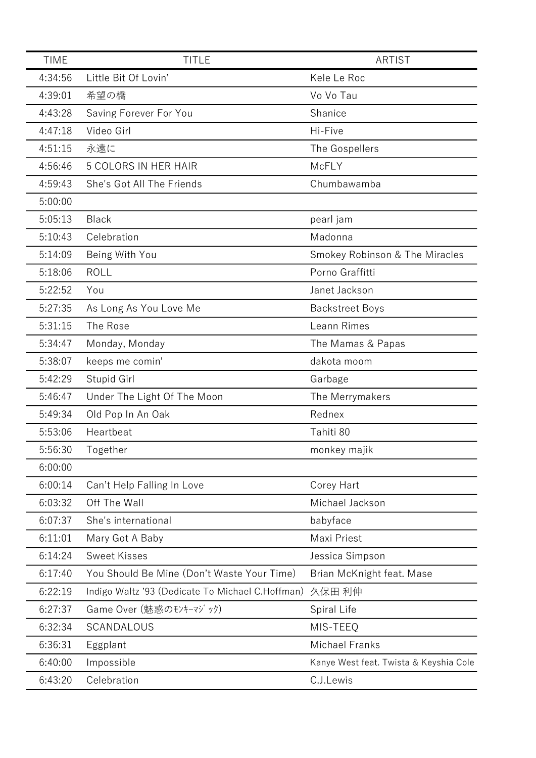| TIME | TITLE | ARTIST |
|---|---|---|
| 4:34:56 | Little Bit Of Lovin’ | Kele Le Roc |
| 4:39:01 | 希望の橋 | Vo Vo Tau |
| 4:43:28 | Saving Forever For You | Shanice |
| 4:47:18 | Video Girl | Hi-Five |
| 4:51:15 | 永遠に | The Gospellers |
| 4:56:46 | 5 COLORS IN HER HAIR | McFLY |
| 4:59:43 | She's Got All The Friends | Chumbawamba |
| 5:00:00 | | |
| 5:05:13 | Black | pearl jam |
| 5:10:43 | Celebration | Madonna |
| 5:14:09 | Being With You | Smokey Robinson & The Miracles |
| 5:18:06 | ROLL | Porno Graffitti |
| 5:22:52 | You | Janet Jackson |
| 5:27:35 | As Long As You Love Me | Backstreet Boys |
| 5:31:15 | The Rose | Leann Rimes |
| 5:34:47 | Monday, Monday | The Mamas & Papas |
| 5:38:07 | keeps me comin' | dakota moom |
| 5:42:29 | Stupid Girl | Garbage |
| 5:46:47 | Under The Light Of The Moon | The Merrymakers |
| 5:49:34 | Old Pop In An Oak | Rednex |
| 5:53:06 | Heartbeat | Tahiti 80 |
| 5:56:30 | Together | monkey majik |
| 6:00:00 | | |
| 6:00:14 | Can’t Help Falling In Love | Corey Hart |
| 6:03:32 | Off The Wall | Michael Jackson |
| 6:07:37 | She's international | babyface |
| 6:11:01 | Mary Got A Baby | Maxi Priest |
| 6:14:24 | Sweet Kisses | Jessica Simpson |
| 6:17:40 | You Should Be Mine (Don’t Waste Your Time) | Brian McKnight feat. Mase |
| 6:22:19 | Indigo Waltz ’93 (Dedicate To Michael C.Hoffman) | 久保田 利伸 |
| 6:27:37 | Game Over (魅惑のﾓﾝｷｰﾏｼﾞｯｸ) | Spiral Life |
| 6:32:34 | SCANDALOUS | MIS-TEEQ |
| 6:36:31 | Eggplant | Michael Franks |
| 6:40:00 | Impossible | Kanye West feat. Twista & Keyshia Cole |
| 6:43:20 | Celebration | C.J.Lewis |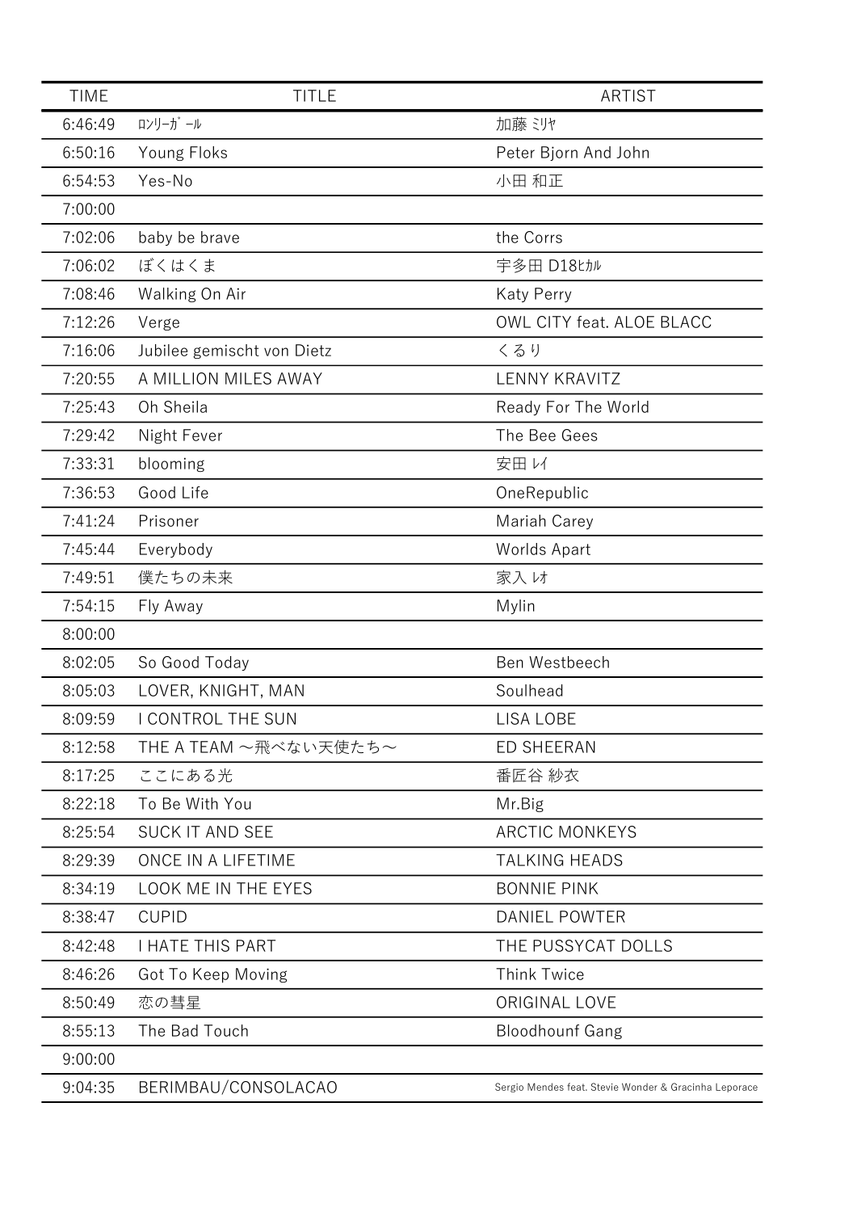| TIME | TITLE | ARTIST |
| --- | --- | --- |
| 6:46:49 | ﾛﾝﾘｰｶﾞｰﾙ | 加藤 ﾐﾘﾔ |
| 6:50:16 | Young Floks | Peter Bjorn And John |
| 6:54:53 | Yes-No | 小田 和正 |
| 7:00:00 | | |
| 7:02:06 | baby be brave | the Corrs |
| 7:06:02 | ぼくはくま | 宇多田 D18ﾋｶﾙ |
| 7:08:46 | Walking On Air | Katy Perry |
| 7:12:26 | Verge | OWL CITY feat. ALOE BLACC |
| 7:16:06 | Jubilee gemischt von Dietz | くるり |
| 7:20:55 | A MILLION MILES AWAY | LENNY KRAVITZ |
| 7:25:43 | Oh Sheila | Ready For The World |
| 7:29:42 | Night Fever | The Bee Gees |
| 7:33:31 | blooming | 安田 ﾚｲ |
| 7:36:53 | Good Life | OneRepublic |
| 7:41:24 | Prisoner | Mariah Carey |
| 7:45:44 | Everybody | Worlds Apart |
| 7:49:51 | 僕たちの未来 | 家入 ﾚｵ |
| 7:54:15 | Fly Away | Mylin |
| 8:00:00 | | |
| 8:02:05 | So Good Today | Ben Westbeech |
| 8:05:03 | LOVER, KNIGHT, MAN | Soulhead |
| 8:09:59 | I CONTROL THE SUN | LISA LOBE |
| 8:12:58 | THE A TEAM ～飛べない天使たち～ | ED SHEERAN |
| 8:17:25 | ここにある光 | 番匠谷 紗衣 |
| 8:22:18 | To Be With You | Mr.Big |
| 8:25:54 | SUCK IT AND SEE | ARCTIC MONKEYS |
| 8:29:39 | ONCE IN A LIFETIME | TALKING HEADS |
| 8:34:19 | LOOK ME IN THE EYES | BONNIE PINK |
| 8:38:47 | CUPID | DANIEL POWTER |
| 8:42:48 | I HATE THIS PART | THE PUSSYCAT DOLLS |
| 8:46:26 | Got To Keep Moving | Think Twice |
| 8:50:49 | 恋の彗星 | ORIGINAL LOVE |
| 8:55:13 | The Bad Touch | Bloodhounf Gang |
| 9:00:00 | | |
| 9:04:35 | BERIMBAU/CONSOLACAO | Sergio Mendes feat. Stevie Wonder & Gracinha Leporace |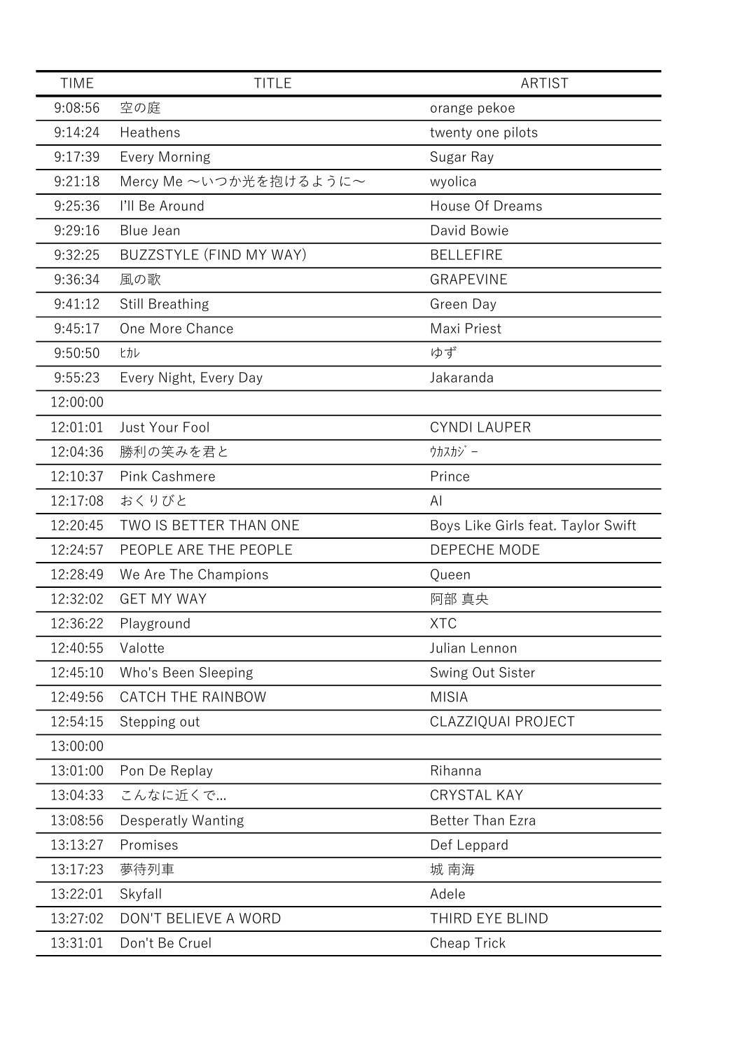| TIME | TITLE | ARTIST |
|---|---|---|
| 9:08:56 | 空の庭 | orange pekoe |
| 9:14:24 | Heathens | twenty one pilots |
| 9:17:39 | Every Morning | Sugar Ray |
| 9:21:18 | Mercy Me 〜いつか光を抱けるように〜 | wyolica |
| 9:25:36 | I'll Be Around | House Of Dreams |
| 9:29:16 | Blue Jean | David Bowie |
| 9:32:25 | BUZZSTYLE (FIND MY WAY) | BELLEFIRE |
| 9:36:34 | 風の歌 | GRAPEVINE |
| 9:41:12 | Still Breathing | Green Day |
| 9:45:17 | One More Chance | Maxi Priest |
| 9:50:50 | ﾋｶﾚ | ゆず |
| 9:55:23 | Every Night, Every Day | Jakaranda |
| 12:00:00 | | |
| 12:01:01 | Just Your Fool | CYNDI LAUPER |
| 12:04:36 | 勝利の笑みを君と | ｳｶｽｶｼﾞｰ |
| 12:10:37 | Pink Cashmere | Prince |
| 12:17:08 | おくりびと | AI |
| 12:20:45 | TWO IS BETTER THAN ONE | Boys Like Girls feat. Taylor Swift |
| 12:24:57 | PEOPLE ARE THE PEOPLE | DEPECHE MODE |
| 12:28:49 | We Are The Champions | Queen |
| 12:32:02 | GET MY WAY | 阿部 真央 |
| 12:36:22 | Playground | XTC |
| 12:40:55 | Valotte | Julian Lennon |
| 12:45:10 | Who's Been Sleeping | Swing Out Sister |
| 12:49:56 | CATCH THE RAINBOW | MISIA |
| 12:54:15 | Stepping out | CLAZZIQUAI PROJECT |
| 13:00:00 | | |
| 13:01:00 | Pon De Replay | Rihanna |
| 13:04:33 | こんなに近くで… | CRYSTAL KAY |
| 13:08:56 | Desperatly Wanting | Better Than Ezra |
| 13:13:27 | Promises | Def Leppard |
| 13:17:23 | 夢待列車 | 城 南海 |
| 13:22:01 | Skyfall | Adele |
| 13:27:02 | DON'T BELIEVE A WORD | THIRD EYE BLIND |
| 13:31:01 | Don't Be Cruel | Cheap Trick |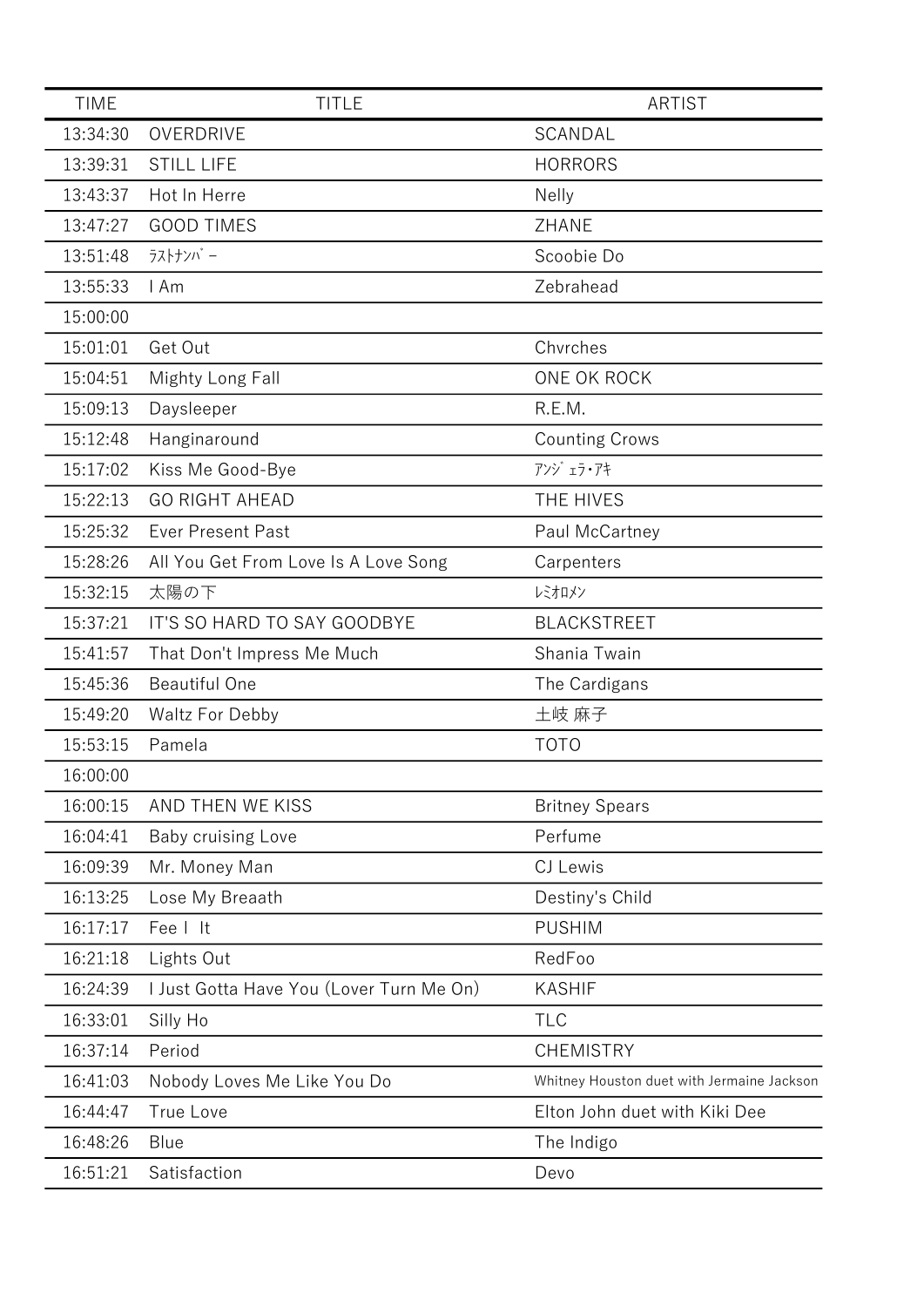| TIME | TITLE | ARTIST |
|---|---|---|
| 13:34:30 | OVERDRIVE | SCANDAL |
| 13:39:31 | STILL LIFE | HORRORS |
| 13:43:37 | Hot In Herre | Nelly |
| 13:47:27 | GOOD TIMES | ZHANE |
| 13:51:48 | ﾗｽﾄﾅﾝﾊﾞｰ | Scoobie Do |
| 13:55:33 | I Am | Zebrahead |
| 15:00:00 | | |
| 15:01:01 | Get Out | Chvrches |
| 15:04:51 | Mighty Long Fall | ONE OK ROCK |
| 15:09:13 | Daysleeper | R.E.M. |
| 15:12:48 | Hanginaround | Counting Crows |
| 15:17:02 | Kiss Me Good-Bye | ｱﾝｼﾞｪﾗ･ｱｷ |
| 15:22:13 | GO RIGHT AHEAD | THE HIVES |
| 15:25:32 | Ever Present Past | Paul McCartney |
| 15:28:26 | All You Get From Love Is A Love Song | Carpenters |
| 15:32:15 | 太陽の下 | ﾚﾐｵﾛﾒﾝ |
| 15:37:21 | IT'S SO HARD TO SAY GOODBYE | BLACKSTREET |
| 15:41:57 | That Don't Impress Me Much | Shania Twain |
| 15:45:36 | Beautiful One | The Cardigans |
| 15:49:20 | Waltz For Debby | 土岐 麻子 |
| 15:53:15 | Pamela | TOTO |
| 16:00:00 | | |
| 16:00:15 | AND THEN WE KISS | Britney Spears |
| 16:04:41 | Baby cruising Love | Perfume |
| 16:09:39 | Mr. Money Man | CJ Lewis |
| 16:13:25 | Lose My Breaath | Destiny's Child |
| 16:17:17 | Fee l It | PUSHIM |
| 16:21:18 | Lights Out | RedFoo |
| 16:24:39 | I Just Gotta Have You (Lover Turn Me On) | KASHIF |
| 16:33:01 | Silly Ho | TLC |
| 16:37:14 | Period | CHEMISTRY |
| 16:41:03 | Nobody Loves Me Like You Do | Whitney Houston duet with Jermaine Jackson |
| 16:44:47 | True Love | Elton John duet with Kiki Dee |
| 16:48:26 | Blue | The Indigo |
| 16:51:21 | Satisfaction | Devo |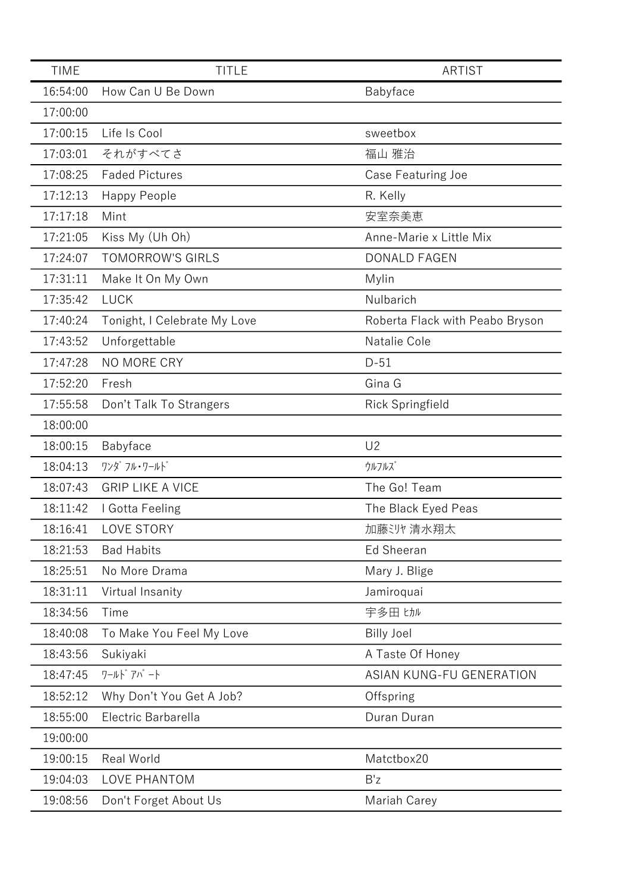| TIME | TITLE | ARTIST |
| --- | --- | --- |
| 16:54:00 | How Can U Be Down | Babyface |
| 17:00:00 | | |
| 17:00:15 | Life Is Cool | sweetbox |
| 17:03:01 | それがすべてさ | 福山 雅治 |
| 17:08:25 | Faded Pictures | Case Featuring Joe |
| 17:12:13 | Happy People | R. Kelly |
| 17:17:18 | Mint | 安室奈美恵 |
| 17:21:05 | Kiss My (Uh Oh) | Anne-Marie x Little Mix |
| 17:24:07 | TOMORROW'S GIRLS | DONALD FAGEN |
| 17:31:11 | Make It On My Own | Mylin |
| 17:35:42 | LUCK | Nulbarich |
| 17:40:24 | Tonight, I Celebrate My Love | Roberta Flack with Peabo Bryson |
| 17:43:52 | Unforgettable | Natalie Cole |
| 17:47:28 | NO MORE CRY | D-51 |
| 17:52:20 | Fresh | Gina G |
| 17:55:58 | Don't Talk To Strangers | Rick Springfield |
| 18:00:00 | | |
| 18:00:15 | Babyface | U2 |
| 18:04:13 | ﾜﾝﾀﾞﾌﾙ･ﾜｰﾙﾄﾞ | ｳﾙﾌﾙｽﾞ |
| 18:07:43 | GRIP LIKE A VICE | The Go! Team |
| 18:11:42 | I Gotta Feeling | The Black Eyed Peas |
| 18:16:41 | LOVE STORY | 加藤ﾐﾘﾔ 清水翔太 |
| 18:21:53 | Bad Habits | Ed Sheeran |
| 18:25:51 | No More Drama | Mary J. Blige |
| 18:31:11 | Virtual Insanity | Jamiroquai |
| 18:34:56 | Time | 宇多田 ﾋｶﾙ |
| 18:40:08 | To Make You Feel My Love | Billy Joel |
| 18:43:56 | Sukiyaki | A Taste Of Honey |
| 18:47:45 | ﾜｰﾙﾄﾞｱﾊﾟｰﾄ | ASIAN KUNG-FU GENERATION |
| 18:52:12 | Why Don't You Get A Job? | Offspring |
| 18:55:00 | Electric Barbarella | Duran Duran |
| 19:00:00 | | |
| 19:00:15 | Real World | Matctbox20 |
| 19:04:03 | LOVE PHANTOM | B'z |
| 19:08:56 | Don't Forget About Us | Mariah Carey |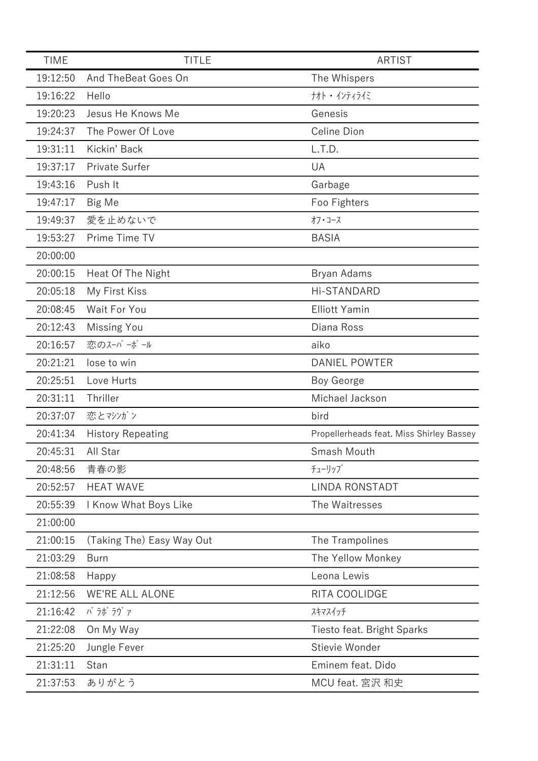| TIME | TITLE | ARTIST |
| --- | --- | --- |
| 19:12:50 | And TheBeat Goes On | The Whispers |
| 19:16:22 | Hello | ﾅｵﾄ・ｲﾝﾃｨﾗｲﾐ |
| 19:20:23 | Jesus He Knows Me | Genesis |
| 19:24:37 | The Power Of Love | Celine Dion |
| 19:31:11 | Kickin' Back | L.T.D. |
| 19:37:17 | Private Surfer | UA |
| 19:43:16 | Push It | Garbage |
| 19:47:17 | Big Me | Foo Fighters |
| 19:49:37 | 愛を止めないで | ｵﾌ･ｺｰｽ |
| 19:53:27 | Prime Time TV | BASIA |
| 20:00:00 | | |
| 20:00:15 | Heat Of The Night | Bryan Adams |
| 20:05:18 | My First Kiss | Hi-STANDARD |
| 20:08:45 | Wait For You | Elliott Yamin |
| 20:12:43 | Missing You | Diana Ross |
| 20:16:57 | 恋のｽｰﾊﾟｰﾎﾞｰﾙ | aiko |
| 20:21:21 | lose to win | DANIEL POWTER |
| 20:25:51 | Love Hurts | Boy George |
| 20:31:11 | Thriller | Michael Jackson |
| 20:37:07 | 恋とﾏｼﾝｶﾞﾝ | bird |
| 20:41:34 | History Repeating | Propellerheads feat. Miss Shirley Bassey |
| 20:45:31 | All Star | Smash Mouth |
| 20:48:56 | 青春の影 | ﾁｭｰﾘｯﾌﾟ |
| 20:52:57 | HEAT WAVE | LINDA RONSTADT |
| 20:55:39 | I Know What Boys Like | The Waitresses |
| 21:00:00 | | |
| 21:00:15 | (Taking The) Easy Way Out | The Trampolines |
| 21:03:29 | Burn | The Yellow Monkey |
| 21:08:58 | Happy | Leona Lewis |
| 21:12:56 | WE'RE ALL ALONE | RITA COOLIDGE |
| 21:16:42 | ﾊﾟﾗﾎﾞﾗｳﾞｧ | ｽｷﾏｽｲｯﾁ |
| 21:22:08 | On My Way | Tiesto feat. Bright Sparks |
| 21:25:20 | Jungle Fever | Stievie Wonder |
| 21:31:11 | Stan | Eminem feat. Dido |
| 21:37:53 | ありがとう | MCU feat. 宮沢 和史 |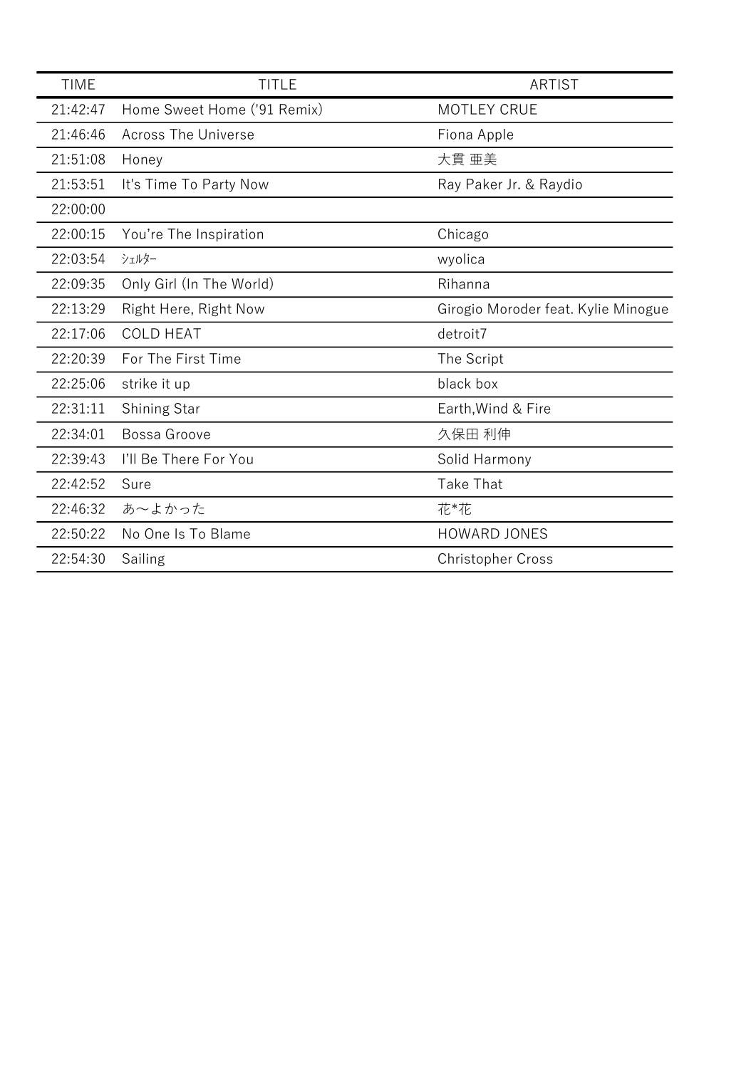| TIME | TITLE | ARTIST |
|---|---|---|
| 21:42:47 | Home Sweet Home ('91 Remix) | MOTLEY CRUE |
| 21:46:46 | Across The Universe | Fiona Apple |
| 21:51:08 | Honey | 大貫 亜美 |
| 21:53:51 | It's Time To Party Now | Ray Paker Jr. & Raydio |
| 22:00:00 | | |
| 22:00:15 | You're The Inspiration | Chicago |
| 22:03:54 | ｼｪﾙﾀｰ | wyolica |
| 22:09:35 | Only Girl (In The World) | Rihanna |
| 22:13:29 | Right Here, Right Now | Girogio Moroder feat. Kylie Minogue |
| 22:17:06 | COLD HEAT | detroit7 |
| 22:20:39 | For The First Time | The Script |
| 22:25:06 | strike it up | black box |
| 22:31:11 | Shining Star | Earth,Wind & Fire |
| 22:34:01 | Bossa Groove | 久保田 利伸 |
| 22:39:43 | I'll Be There For You | Solid Harmony |
| 22:42:52 | Sure | Take That |
| 22:46:32 | あ〜よかった | 花*花 |
| 22:50:22 | No One Is To Blame | HOWARD JONES |
| 22:54:30 | Sailing | Christopher Cross |